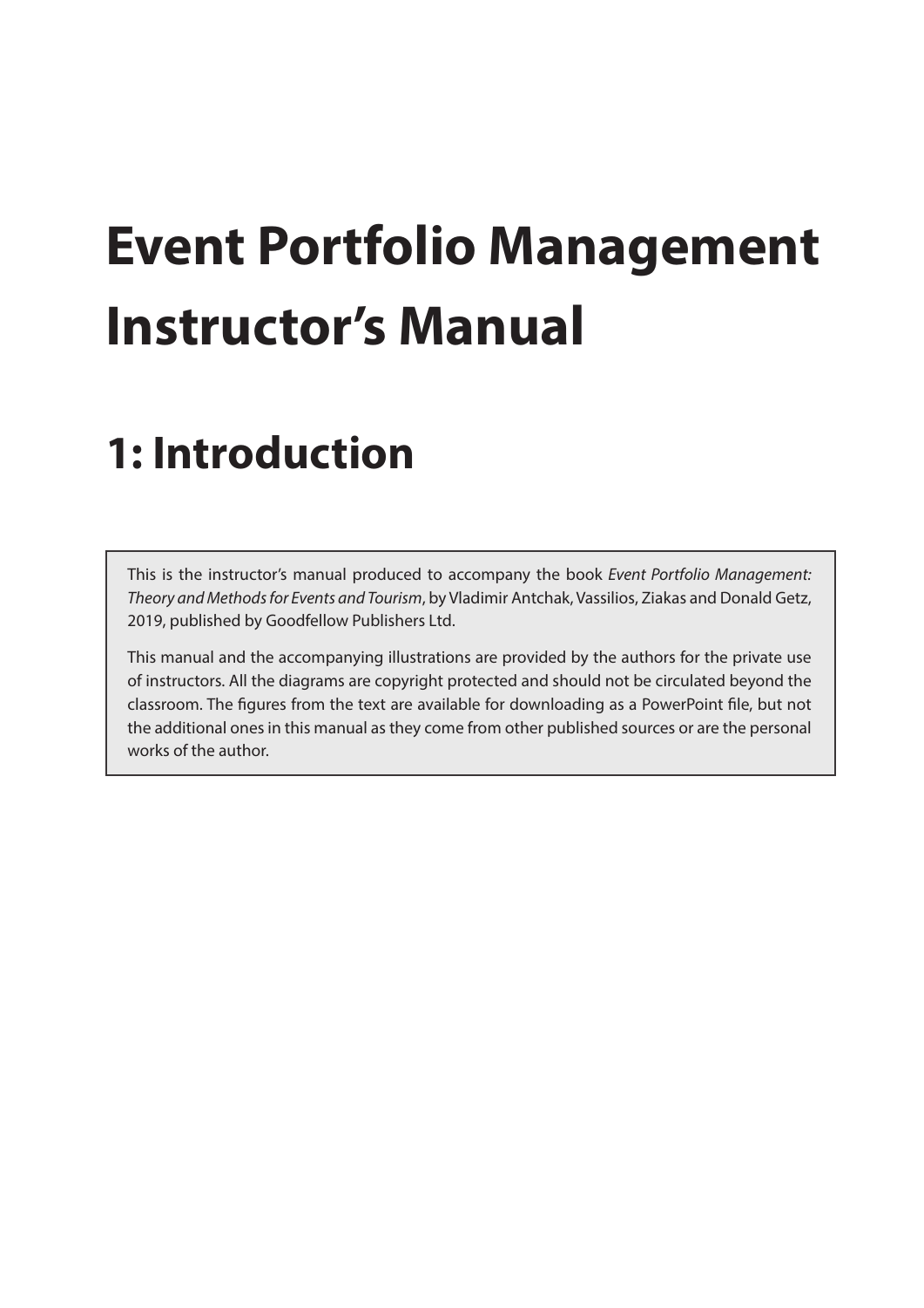# Event Portfolio Management Instructor's Manual

## 1: Introduction

This is the instructor's manual produced to accompany the book *Event Portfolio Management: Theory and Methods for Events and Tourism*, by Vladimir Antchak, Vassilios, Ziakas and Donald Getz, 2019, published by Goodfellow Publishers Ltd.

This manual and the accompanying illustrations are provided by the authors for the private use of instructors. All the diagrams are copyright protected and should not be circulated beyond the classroom. The figures from the text are available for downloading as a PowerPoint file, but not the additional ones in this manual as they come from other published sources or are the personal works of the author.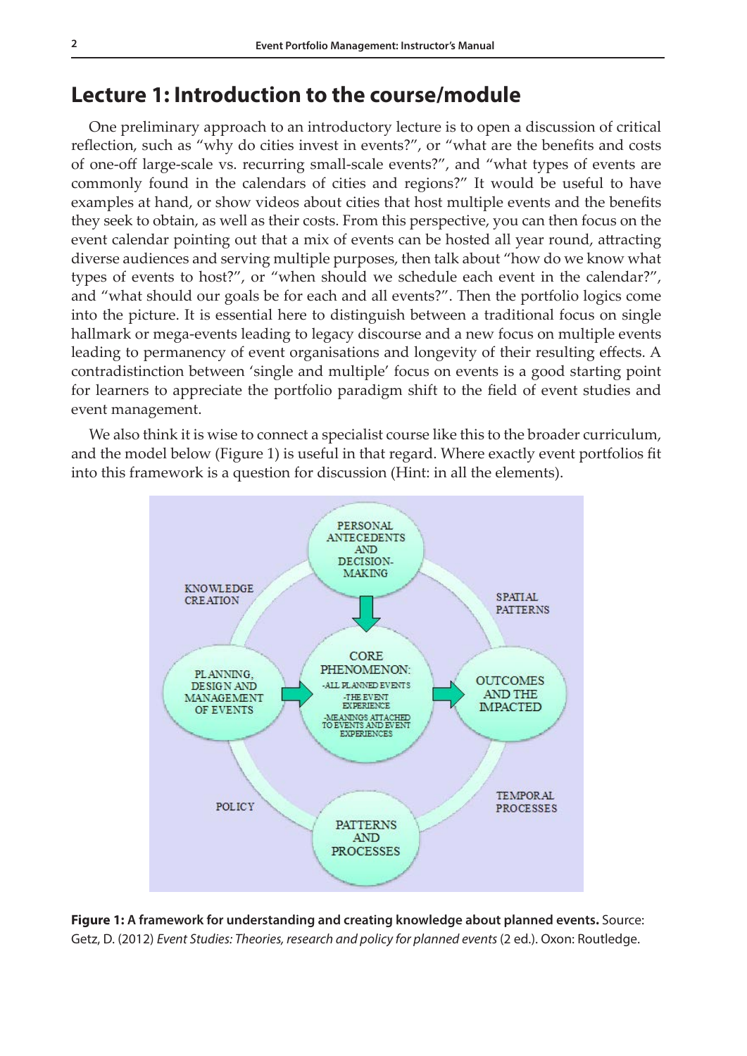## Lecture 1: Introduction to the course/module

One preliminary approach to an introductory lecture is to open a discussion of critical reflection, such as “why do cities invest in events?”, or “what are the benefits and costs of one-off large-scale vs. recurring small-scale events?”, and “what types of events are commonly found in the calendars of cities and regions?” It would be useful to have examples at hand, or show videos about cities that host multiple events and the benefits they seek to obtain, as well as their costs. From this perspective, you can then focus on the event calendar pointing out that a mix of events can be hosted all year round, attracting diverse audiences and serving multiple purposes, then talk about “how do we know what types of events to host?”, or “when should we schedule each event in the calendar?”, and “what should our goals be for each and all events?”. Then the portfolio logics come into the picture. It is essential here to distinguish between a traditional focus on single hallmark or mega-events leading to legacy discourse and a new focus on multiple events leading to permanency of event organisations and longevity of their resulting effects. A contradistinction between ‘single and multiple’ focus on events is a good starting point for learners to appreciate the portfolio paradigm shift to the field of event studies and event management.

We also think it is wise to connect a specialist course like this to the broader curriculum, and the model below (Figure 1) is useful in that regard. Where exactly event portfolios fit into this framework is a question for discussion (Hint: in all the elements).

PERSONAL ANTECEDENTS AND DECISION-MAKING

KNOWLEDGE CREATION

SPATIAL PATTERNS

PLANNING, DESIGN AND MANAGEMENT OF EVENTS

CORE PHENOMENON:
-ALL PLANNED EVENTS
-THE EVENT EXPERIENCE
-MEANINGS ATTACHED TO EVENTS AND EVENT EXPERIENCES

OUTCOMES AND THE IMPACTED

POLICY

TEMPORAL PROCESSES

PATTERNS AND PROCESSES

**Figure 1: A framework for understanding and creating knowledge about planned events.** Source: Getz, D. (2012) *Event Studies: Theories, research and policy for planned events* (2 ed.). Oxon: Routledge.